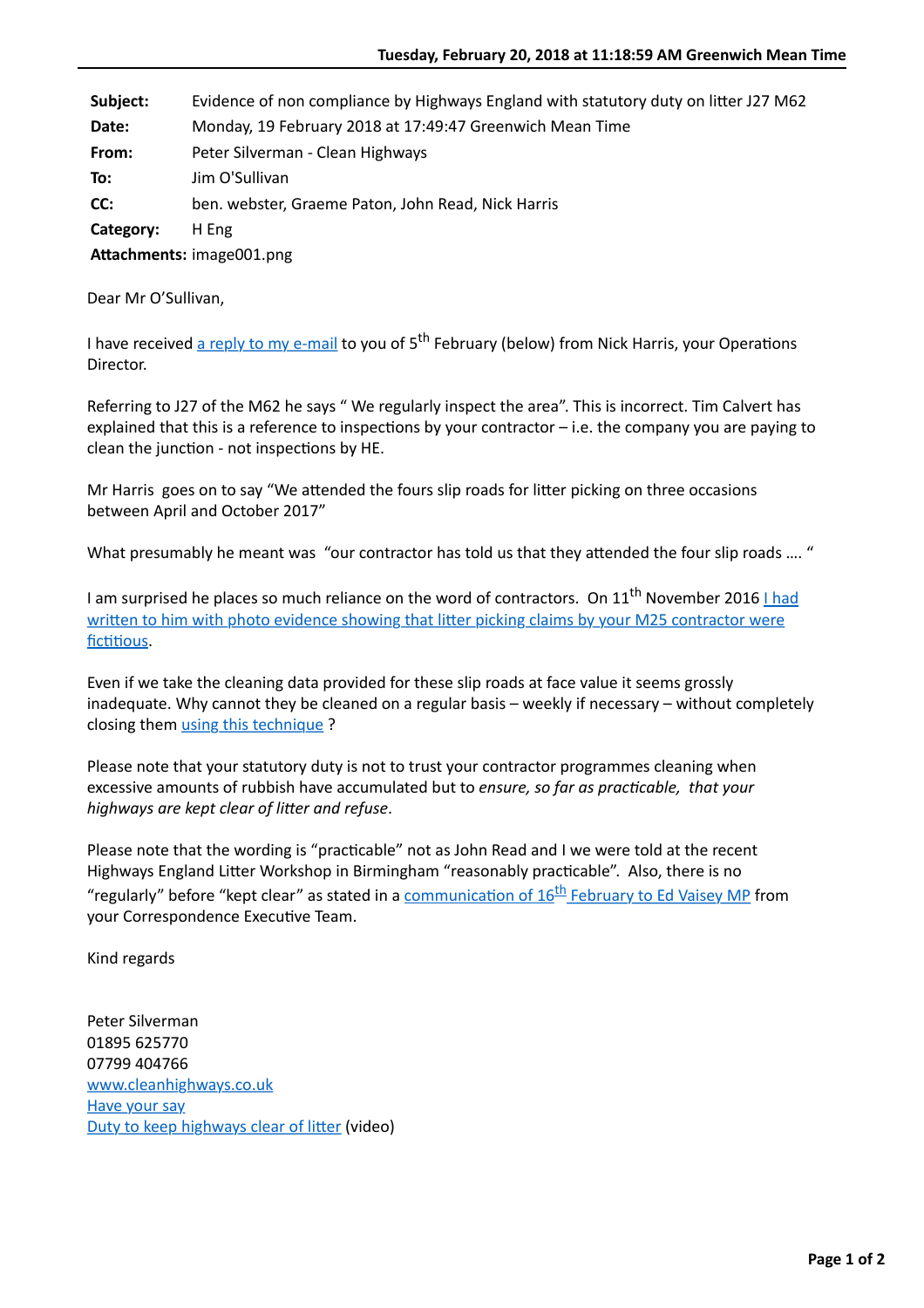**Tuesday, February 20, 2018 at 11:18:59 AM Greenwich Mean Time**

| | |
|---|---|
| **Subject:** | Evidence of non compliance by Highways England with statutory duty on litter J27 M62 |
| **Date:** | Monday, 19 February 2018 at 17:49:47 Greenwich Mean Time |
| **From:** | Peter Silverman - Clean Highways |
| **To:** | Jim O'Sullivan |
| **CC:** | ben. webster, Graeme Paton, John Read, Nick Harris |
| **Category:** | H Eng |
| **Attachments:** | image001.png |

Dear Mr O'Sullivan,

I have received a reply to my e-mail to you of 5th February (below) from Nick Harris, your Operations Director.

Referring to J27 of the M62 he says " We regularly inspect the area". This is incorrect. Tim Calvert has explained that this is a reference to inspections by your contractor – i.e. the company you are paying to clean the junction - not inspections by HE.

Mr Harris goes on to say "We attended the fours slip roads for litter picking on three occasions between April and October 2017"

What presumably he meant was "our contractor has told us that they attended the four slip roads …. "

I am surprised he places so much reliance on the word of contractors. On 11th November 2016 I had written to him with photo evidence showing that litter picking claims by your M25 contractor were fictitious.

Even if we take the cleaning data provided for these slip roads at face value it seems grossly inadequate. Why cannot they be cleaned on a regular basis – weekly if necessary – without completely closing them using this technique ?

Please note that your statutory duty is not to trust your contractor programmes cleaning when excessive amounts of rubbish have accumulated but to *ensure, so far as practicable, that your highways are kept clear of litter and refuse*.

Please note that the wording is "practicable" not as John Read and I we were told at the recent Highways England Litter Workshop in Birmingham "reasonably practicable". Also, there is no "regularly" before "kept clear" as stated in a communication of 16th February to Ed Vaisey MP from your Correspondence Executive Team.

Kind regards

Peter Silverman
01895 625770
07799 404766
www.cleanhighways.co.uk
Have your say
Duty to keep highways clear of litter (video)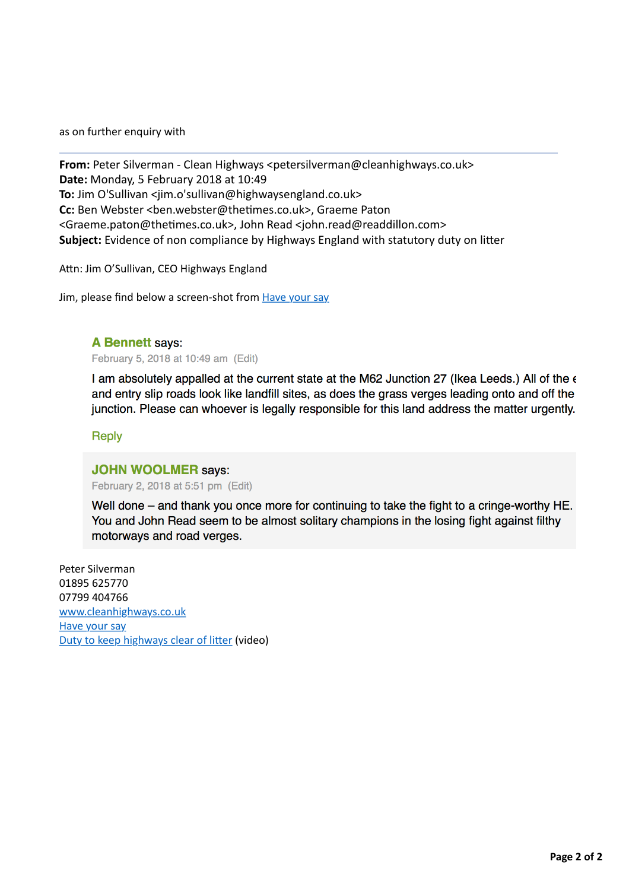as on further enquiry with

---

**From:** Peter Silverman - Clean Highways <petersilverman@cleanhighways.co.uk>
**Date:** Monday, 5 February 2018 at 10:49
**To:** Jim O'Sullivan <jim.o'sullivan@highwaysengland.co.uk>
**Cc:** Ben Webster <ben.webster@thetimes.co.uk>, Graeme Paton <Graeme.paton@thetimes.co.uk>, John Read <john.read@readdillon.com>
**Subject:** Evidence of non compliance by Highways England with statutory duty on litter

Attn: Jim O'Sullivan, CEO Highways England

Jim, please find below a screen-shot from Have your say

> **A Bennett** says:
> February 5, 2018 at 10:49 am (Edit)
>
> I am absolutely appalled at the current state at the M62 Junction 27 (Ikea Leeds.) All of the e and entry slip roads look like landfill sites, as does the grass verges leading onto and off the junction. Please can whoever is legally responsible for this land address the matter urgently.
>
> Reply
>
> > **JOHN WOOLMER** says:
> > February 2, 2018 at 5:51 pm (Edit)
> >
> > Well done – and thank you once more for continuing to take the fight to a cringe-worthy HE. You and John Read seem to be almost solitary champions in the losing fight against filthy motorways and road verges.

Peter Silverman
01895 625770
07799 404766
www.cleanhighways.co.uk
Have your say
Duty to keep highways clear of litter (video)